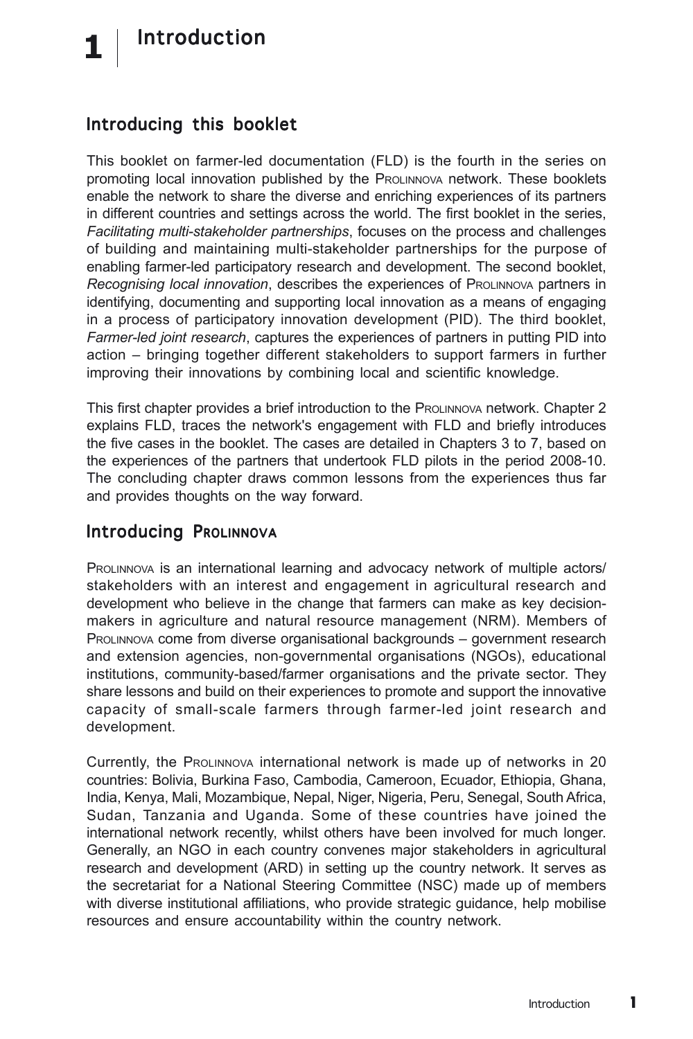# 1 Introduction

## Introducing this booklet

This booklet on farmer-led documentation (FLD) is the fourth in the series on promoting local innovation published by the PROLINNOVA network. These booklets enable the network to share the diverse and enriching experiences of its partners in different countries and settings across the world. The first booklet in the series, *Facilitating multi-stakeholder partnerships*, focuses on the process and challenges of building and maintaining multi-stakeholder partnerships for the purpose of enabling farmer-led participatory research and development. The second booklet, *Recognising local innovation*, describes the experiences of PROLINNOVA partners in identifying, documenting and supporting local innovation as a means of engaging in a process of participatory innovation development (PID). The third booklet, *Farmer-led joint research*, captures the experiences of partners in putting PID into action – bringing together different stakeholders to support farmers in further improving their innovations by combining local and scientific knowledge.

This first chapter provides a brief introduction to the PROLINNOVA network. Chapter 2 explains FLD, traces the network's engagement with FLD and briefly introduces the five cases in the booklet. The cases are detailed in Chapters 3 to 7, based on the experiences of the partners that undertook FLD pilots in the period 2008-10. The concluding chapter draws common lessons from the experiences thus far and provides thoughts on the way forward.

## Introducing PROLINNOVA

PROLINNOVA is an international learning and advocacy network of multiple actors/ stakeholders with an interest and engagement in agricultural research and development who believe in the change that farmers can make as key decision-makers in agriculture and natural resource management (NRM). Members of PROLINNOVA come from diverse organisational backgrounds – government research and extension agencies, non-governmental organisations (NGOs), educational institutions, community-based/farmer organisations and the private sector. They share lessons and build on their experiences to promote and support the innovative capacity of small-scale farmers through farmer-led joint research and development.

Currently, the PROLINNOVA international network is made up of networks in 20 countries: Bolivia, Burkina Faso, Cambodia, Cameroon, Ecuador, Ethiopia, Ghana, India, Kenya, Mali, Mozambique, Nepal, Niger, Nigeria, Peru, Senegal, South Africa, Sudan, Tanzania and Uganda. Some of these countries have joined the international network recently, whilst others have been involved for much longer. Generally, an NGO in each country convenes major stakeholders in agricultural research and development (ARD) in setting up the country network. It serves as the secretariat for a National Steering Committee (NSC) made up of members with diverse institutional affiliations, who provide strategic guidance, help mobilise resources and ensure accountability within the country network.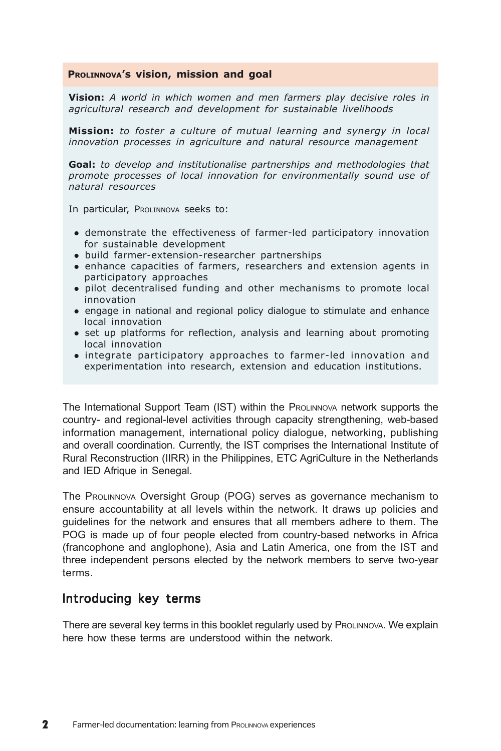### PROLINNOVA's vision, mission and goal

**Vision:** *A world in which women and men farmers play decisive roles in agricultural research and development for sustainable livelihoods*

**Mission:** *to foster a culture of mutual learning and synergy in local innovation processes in agriculture and natural resource management*

**Goal:** *to develop and institutionalise partnerships and methodologies that promote processes of local innovation for environmentally sound use of natural resources*

In particular, PROLINNOVA seeks to:

- demonstrate the effectiveness of farmer-led participatory innovation for sustainable development
- build farmer-extension-researcher partnerships
- enhance capacities of farmers, researchers and extension agents in participatory approaches
- pilot decentralised funding and other mechanisms to promote local innovation
- engage in national and regional policy dialogue to stimulate and enhance local innovation
- set up platforms for reflection, analysis and learning about promoting local innovation
- integrate participatory approaches to farmer-led innovation and experimentation into research, extension and education institutions.

The International Support Team (IST) within the PROLINNOVA network supports the country- and regional-level activities through capacity strengthening, web-based information management, international policy dialogue, networking, publishing and overall coordination. Currently, the IST comprises the International Institute of Rural Reconstruction (IIRR) in the Philippines, ETC AgriCulture in the Netherlands and IED Afrique in Senegal.

The PROLINNOVA Oversight Group (POG) serves as governance mechanism to ensure accountability at all levels within the network. It draws up policies and guidelines for the network and ensures that all members adhere to them. The POG is made up of four people elected from country-based networks in Africa (francophone and anglophone), Asia and Latin America, one from the IST and three independent persons elected by the network members to serve two-year terms.

## Introducing key terms

There are several key terms in this booklet regularly used by PROLINNOVA. We explain here how these terms are understood within the network.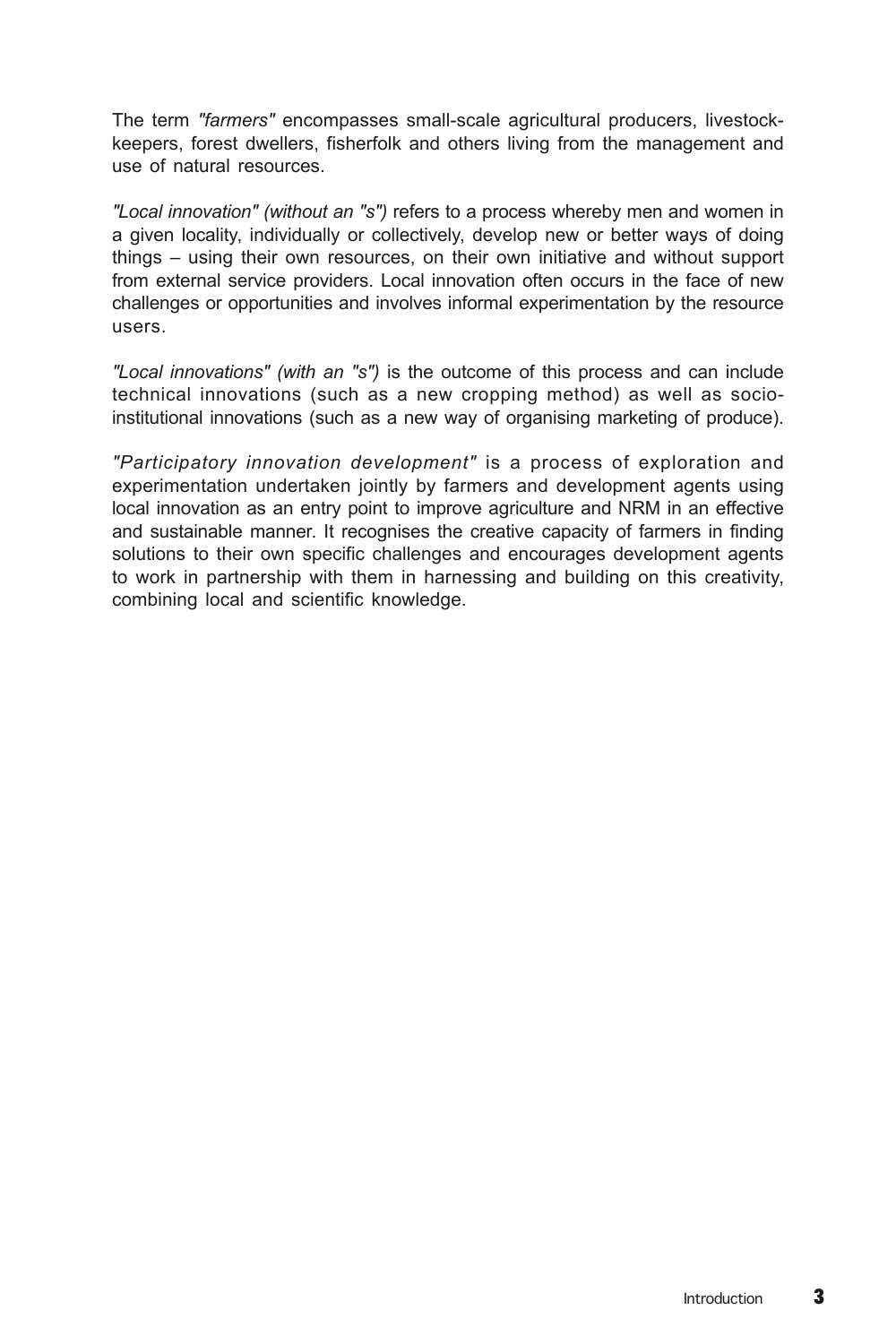The term *"farmers"* encompasses small-scale agricultural producers, livestock-keepers, forest dwellers, fisherfolk and others living from the management and use of natural resources.

*"Local innovation" (without an "s")* refers to a process whereby men and women in a given locality, individually or collectively, develop new or better ways of doing things – using their own resources, on their own initiative and without support from external service providers. Local innovation often occurs in the face of new challenges or opportunities and involves informal experimentation by the resource users.

*"Local innovations" (with an "s")* is the outcome of this process and can include technical innovations (such as a new cropping method) as well as socio-institutional innovations (such as a new way of organising marketing of produce).

*"Participatory innovation development"* is a process of exploration and experimentation undertaken jointly by farmers and development agents using local innovation as an entry point to improve agriculture and NRM in an effective and sustainable manner. It recognises the creative capacity of farmers in finding solutions to their own specific challenges and encourages development agents to work in partnership with them in harnessing and building on this creativity, combining local and scientific knowledge.